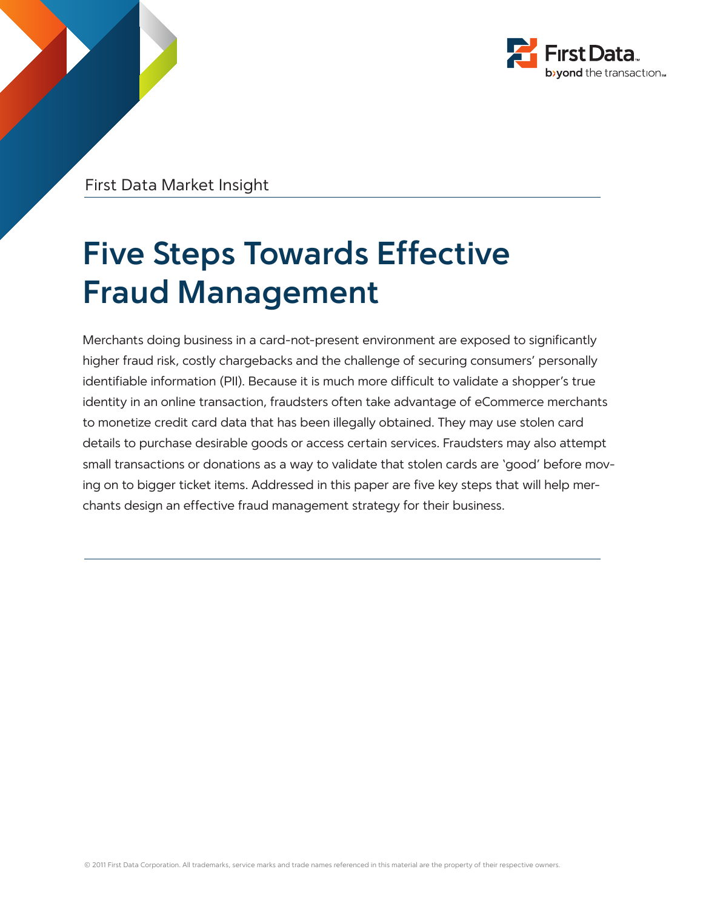First Data Market Insight

# Five Steps Towards Effective Fraud Management

Merchants doing business in a card-not-present environment are exposed to significantly higher fraud risk, costly chargebacks and the challenge of securing consumers' personally identifiable information (PII). Because it is much more difficult to validate a shopper's true identity in an online transaction, fraudsters often take advantage of eCommerce merchants to monetize credit card data that has been illegally obtained. They may use stolen card details to purchase desirable goods or access certain services. Fraudsters may also attempt small transactions or donations as a way to validate that stolen cards are 'good' before moving on to bigger ticket items. Addressed in this paper are five key steps that will help merchants design an effective fraud management strategy for their business.

© 2011 First Data Corporation. All trademarks, service marks and trade names referenced in this material are the property of their respective owners.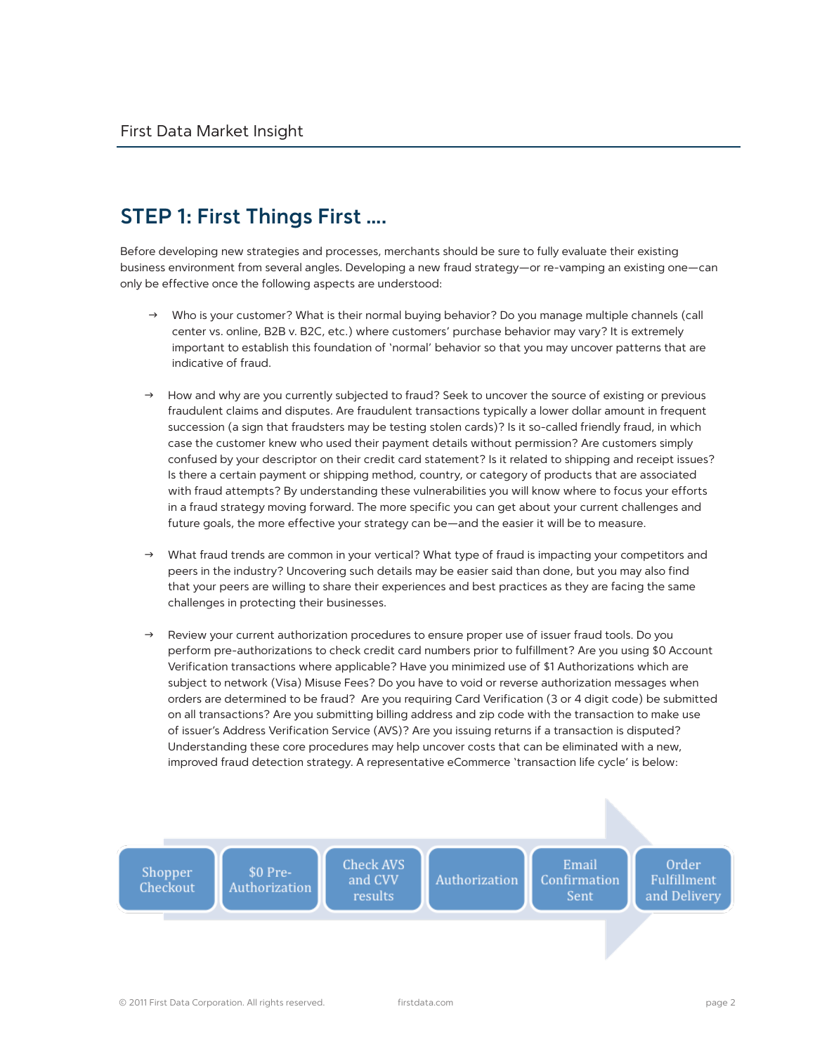## STEP 1: First Things First ....

Before developing new strategies and processes, merchants should be sure to fully evaluate their existing business environment from several angles. Developing a new fraud strategy—or re-vamping an existing one—can only be effective once the following aspects are understood:

→ Who is your customer? What is their normal buying behavior? Do you manage multiple channels (call center vs. online, B2B v. B2C, etc.) where customers' purchase behavior may vary? It is extremely important to establish this foundation of 'normal' behavior so that you may uncover patterns that are indicative of fraud.

→ How and why are you currently subjected to fraud? Seek to uncover the source of existing or previous fraudulent claims and disputes. Are fraudulent transactions typically a lower dollar amount in frequent succession (a sign that fraudsters may be testing stolen cards)? Is it so-called friendly fraud, in which case the customer knew who used their payment details without permission? Are customers simply confused by your descriptor on their credit card statement? Is it related to shipping and receipt issues? Is there a certain payment or shipping method, country, or category of products that are associated with fraud attempts? By understanding these vulnerabilities you will know where to focus your efforts in a fraud strategy moving forward. The more specific you can get about your current challenges and future goals, the more effective your strategy can be—and the easier it will be to measure.

→ What fraud trends are common in your vertical? What type of fraud is impacting your competitors and peers in the industry? Uncovering such details may be easier said than done, but you may also find that your peers are willing to share their experiences and best practices as they are facing the same challenges in protecting their businesses.

→ Review your current authorization procedures to ensure proper use of issuer fraud tools. Do you perform pre-authorizations to check credit card numbers prior to fulfillment? Are you using $0 Account Verification transactions where applicable? Have you minimized use of $1 Authorizations which are subject to network (Visa) Misuse Fees? Do you have to void or reverse authorization messages when orders are determined to be fraud? Are you requiring Card Verification (3 or 4 digit code) be submitted on all transactions? Are you submitting billing address and zip code with the transaction to make use of issuer's Address Verification Service (AVS)? Are you issuing returns if a transaction is disputed? Understanding these core procedures may help uncover costs that can be eliminated with a new, improved fraud detection strategy. A representative eCommerce 'transaction life cycle' is below:

Shopper Checkout → $0 Pre-Authorization → Check AVS and CVV results → Authorization → Email Confirmation Sent → Order Fulfillment and Delivery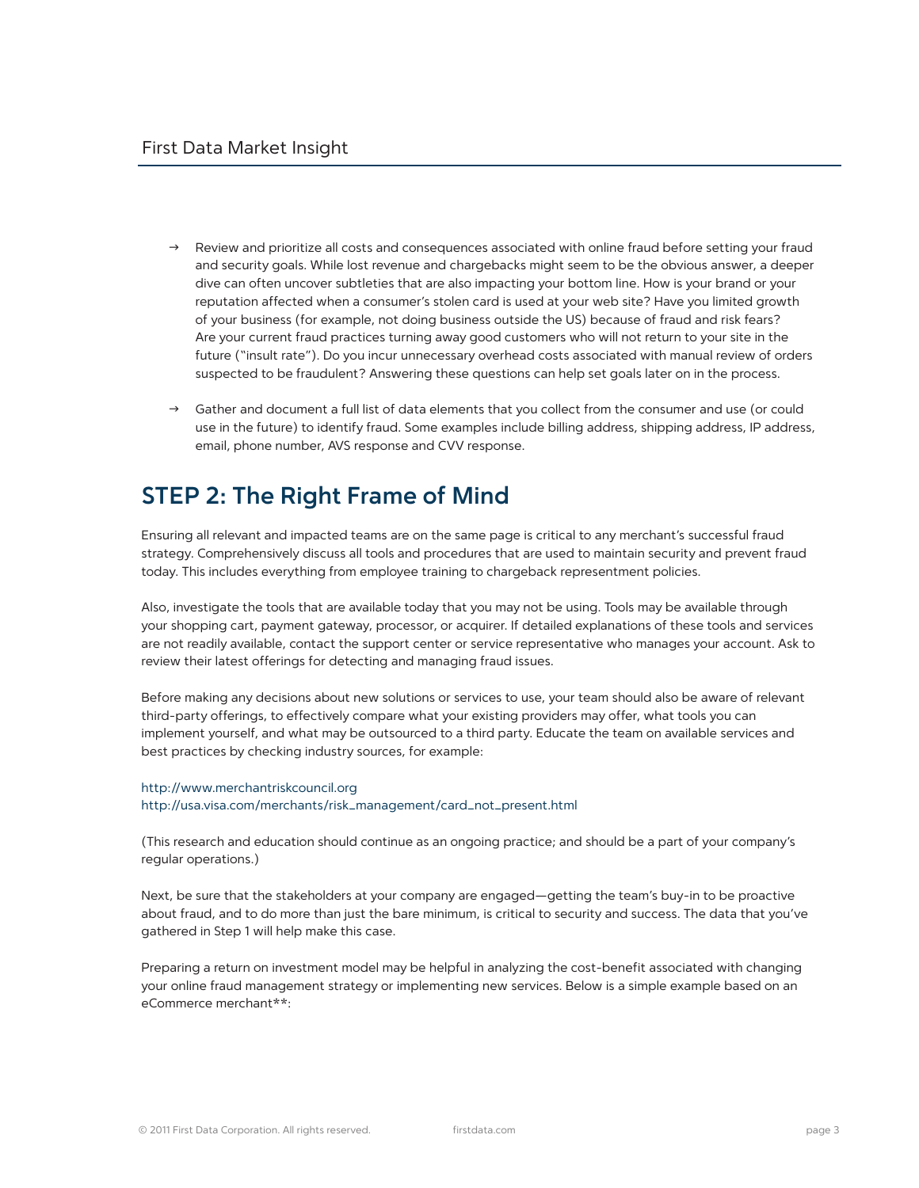- Review and prioritize all costs and consequences associated with online fraud before setting your fraud and security goals. While lost revenue and chargebacks might seem to be the obvious answer, a deeper dive can often uncover subtleties that are also impacting your bottom line. How is your brand or your reputation affected when a consumer's stolen card is used at your web site? Have you limited growth of your business (for example, not doing business outside the US) because of fraud and risk fears? Are your current fraud practices turning away good customers who will not return to your site in the future ("insult rate"). Do you incur unnecessary overhead costs associated with manual review of orders suspected to be fraudulent? Answering these questions can help set goals later on in the process.

- Gather and document a full list of data elements that you collect from the consumer and use (or could use in the future) to identify fraud. Some examples include billing address, shipping address, IP address, email, phone number, AVS response and CVV response.

## STEP 2: The Right Frame of Mind

Ensuring all relevant and impacted teams are on the same page is critical to any merchant's successful fraud strategy. Comprehensively discuss all tools and procedures that are used to maintain security and prevent fraud today. This includes everything from employee training to chargeback representment policies.

Also, investigate the tools that are available today that you may not be using. Tools may be available through your shopping cart, payment gateway, processor, or acquirer. If detailed explanations of these tools and services are not readily available, contact the support center or service representative who manages your account. Ask to review their latest offerings for detecting and managing fraud issues.

Before making any decisions about new solutions or services to use, your team should also be aware of relevant third-party offerings, to effectively compare what your existing providers may offer, what tools you can implement yourself, and what may be outsourced to a third party. Educate the team on available services and best practices by checking industry sources, for example:

http://www.merchantriskcouncil.org
http://usa.visa.com/merchants/risk_management/card_not_present.html

(This research and education should continue as an ongoing practice; and should be a part of your company's regular operations.)

Next, be sure that the stakeholders at your company are engaged—getting the team's buy-in to be proactive about fraud, and to do more than just the bare minimum, is critical to security and success. The data that you've gathered in Step 1 will help make this case.

Preparing a return on investment model may be helpful in analyzing the cost-benefit associated with changing your online fraud management strategy or implementing new services. Below is a simple example based on an eCommerce merchant**: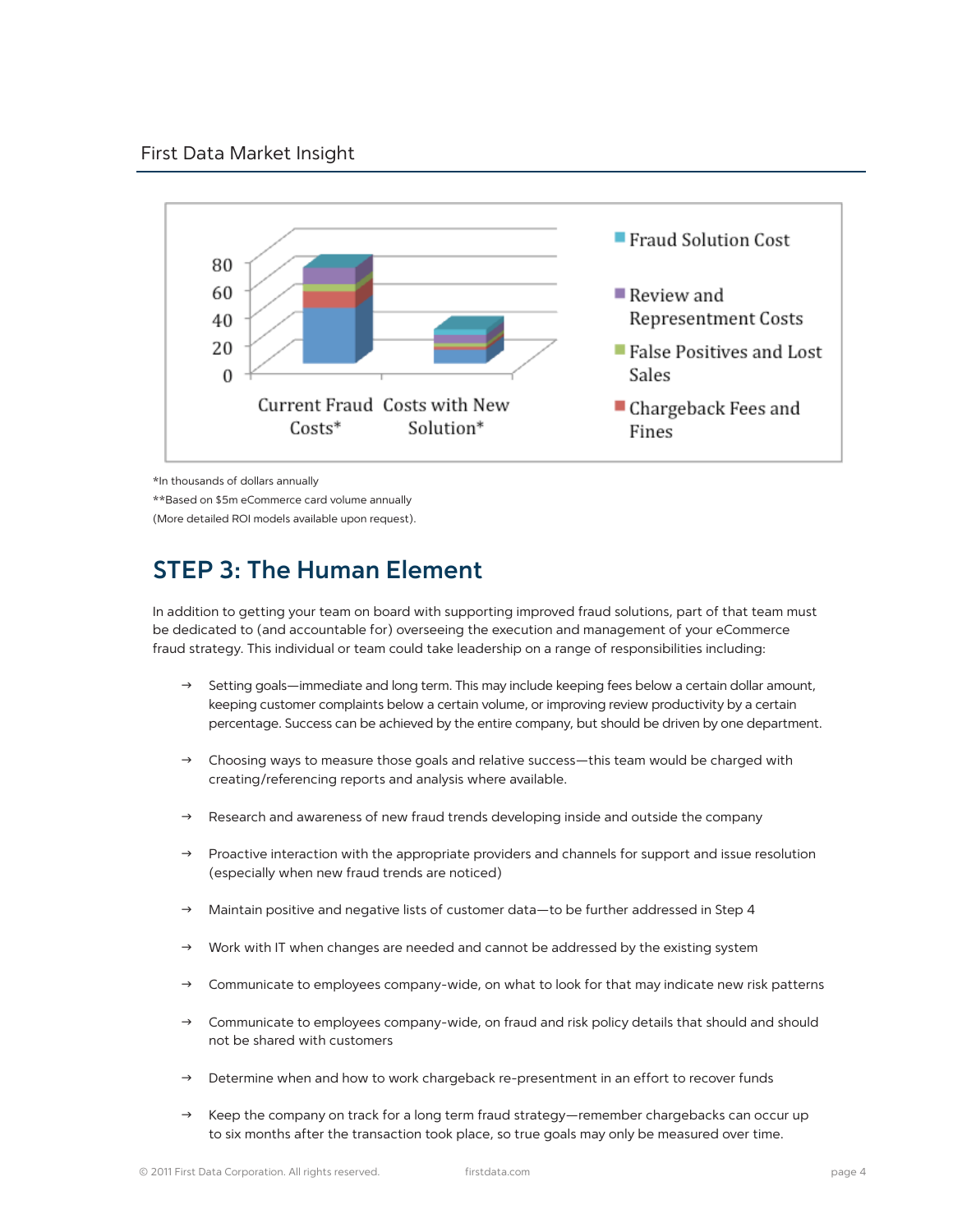*In thousands of dollars annually

**Based on $5m eCommerce card volume annually

(More detailed ROI models available upon request).

## STEP 3: The Human Element

In addition to getting your team on board with supporting improved fraud solutions, part of that team must be dedicated to (and accountable for) overseeing the execution and management of your eCommerce fraud strategy. This individual or team could take leadership on a range of responsibilities including:

- Setting goals—immediate and long term. This may include keeping fees below a certain dollar amount, keeping customer complaints below a certain volume, or improving review productivity by a certain percentage. Success can be achieved by the entire company, but should be driven by one department.
- Choosing ways to measure those goals and relative success—this team would be charged with creating/referencing reports and analysis where available.
- Research and awareness of new fraud trends developing inside and outside the company
- Proactive interaction with the appropriate providers and channels for support and issue resolution (especially when new fraud trends are noticed)
- Maintain positive and negative lists of customer data—to be further addressed in Step 4
- Work with IT when changes are needed and cannot be addressed by the existing system
- Communicate to employees company-wide, on what to look for that may indicate new risk patterns
- Communicate to employees company-wide, on fraud and risk policy details that should and should not be shared with customers
- Determine when and how to work chargeback re-presentment in an effort to recover funds
- Keep the company on track for a long term fraud strategy—remember chargebacks can occur up to six months after the transaction took place, so true goals may only be measured over time.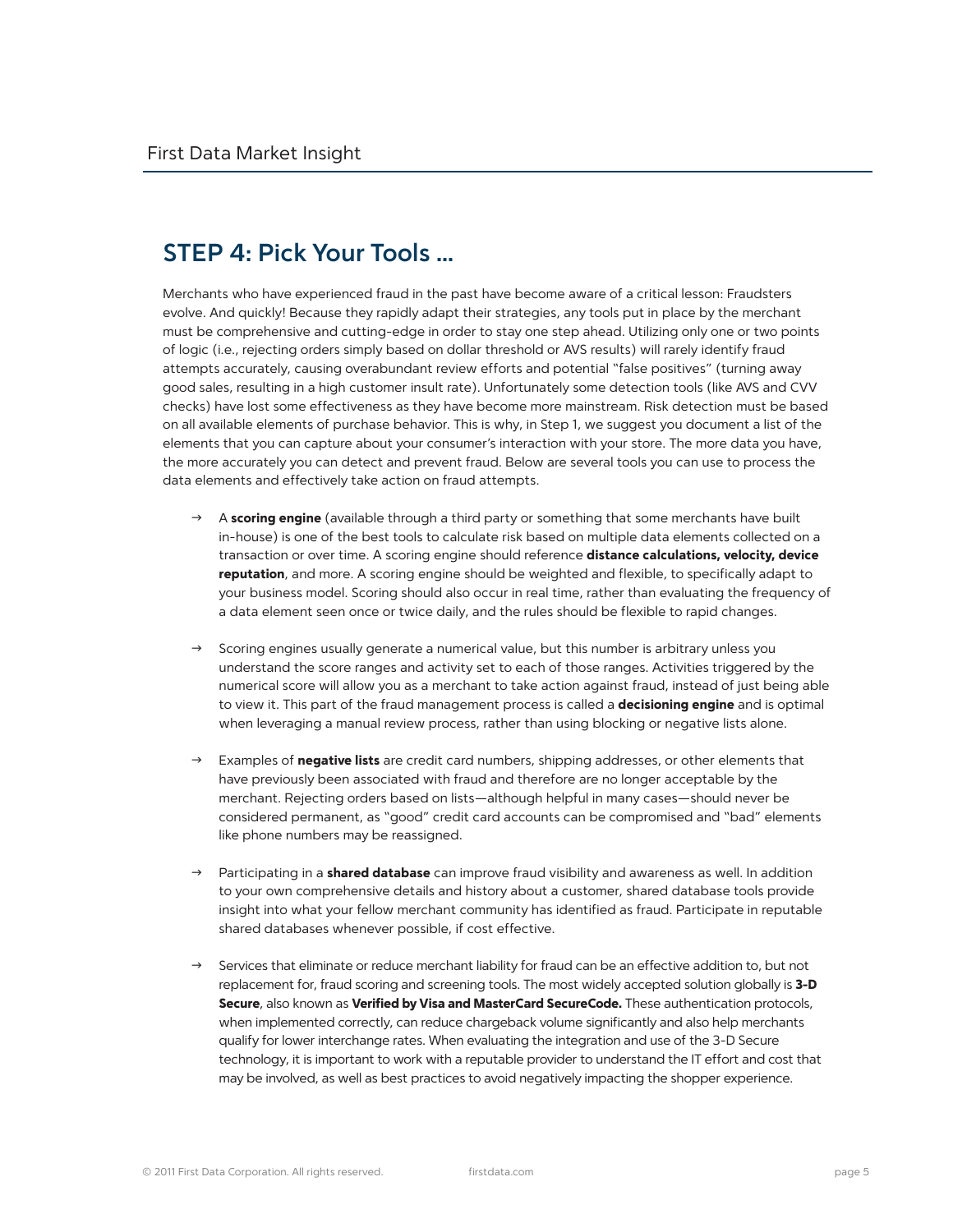## STEP 4: Pick Your Tools ...

Merchants who have experienced fraud in the past have become aware of a critical lesson: Fraudsters evolve. And quickly! Because they rapidly adapt their strategies, any tools put in place by the merchant must be comprehensive and cutting-edge in order to stay one step ahead. Utilizing only one or two points of logic (i.e., rejecting orders simply based on dollar threshold or AVS results) will rarely identify fraud attempts accurately, causing overabundant review efforts and potential "false positives" (turning away good sales, resulting in a high customer insult rate). Unfortunately some detection tools (like AVS and CVV checks) have lost some effectiveness as they have become more mainstream. Risk detection must be based on all available elements of purchase behavior. This is why, in Step 1, we suggest you document a list of the elements that you can capture about your consumer's interaction with your store. The more data you have, the more accurately you can detect and prevent fraud. Below are several tools you can use to process the data elements and effectively take action on fraud attempts.

- A **scoring engine** (available through a third party or something that some merchants have built in-house) is one of the best tools to calculate risk based on multiple data elements collected on a transaction or over time. A scoring engine should reference **distance calculations, velocity, device reputation**, and more. A scoring engine should be weighted and flexible, to specifically adapt to your business model. Scoring should also occur in real time, rather than evaluating the frequency of a data element seen once or twice daily, and the rules should be flexible to rapid changes.

- Scoring engines usually generate a numerical value, but this number is arbitrary unless you understand the score ranges and activity set to each of those ranges. Activities triggered by the numerical score will allow you as a merchant to take action against fraud, instead of just being able to view it. This part of the fraud management process is called a **decisioning engine** and is optimal when leveraging a manual review process, rather than using blocking or negative lists alone.

- Examples of **negative lists** are credit card numbers, shipping addresses, or other elements that have previously been associated with fraud and therefore are no longer acceptable by the merchant. Rejecting orders based on lists—although helpful in many cases—should never be considered permanent, as "good" credit card accounts can be compromised and "bad" elements like phone numbers may be reassigned.

- Participating in a **shared database** can improve fraud visibility and awareness as well. In addition to your own comprehensive details and history about a customer, shared database tools provide insight into what your fellow merchant community has identified as fraud. Participate in reputable shared databases whenever possible, if cost effective.

- Services that eliminate or reduce merchant liability for fraud can be an effective addition to, but not replacement for, fraud scoring and screening tools. The most widely accepted solution globally is **3-D Secure**, also known as **Verified by Visa and MasterCard SecureCode.** These authentication protocols, when implemented correctly, can reduce chargeback volume significantly and also help merchants qualify for lower interchange rates. When evaluating the integration and use of the 3-D Secure technology, it is important to work with a reputable provider to understand the IT effort and cost that may be involved, as well as best practices to avoid negatively impacting the shopper experience.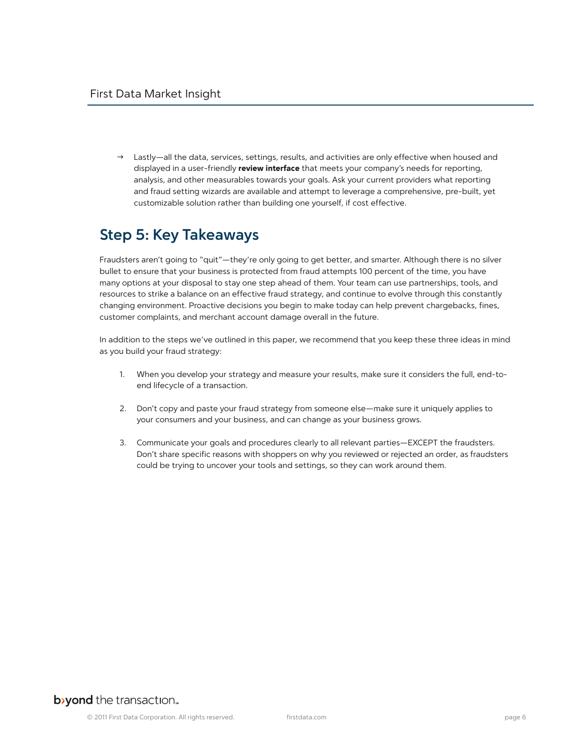→ Lastly—all the data, services, settings, results, and activities are only effective when housed and displayed in a user-friendly **review interface** that meets your company's needs for reporting, analysis, and other measurables towards your goals. Ask your current providers what reporting and fraud setting wizards are available and attempt to leverage a comprehensive, pre-built, yet customizable solution rather than building one yourself, if cost effective.

## Step 5: Key Takeaways

Fraudsters aren't going to "quit"—they're only going to get better, and smarter. Although there is no silver bullet to ensure that your business is protected from fraud attempts 100 percent of the time, you have many options at your disposal to stay one step ahead of them. Your team can use partnerships, tools, and resources to strike a balance on an effective fraud strategy, and continue to evolve through this constantly changing environment. Proactive decisions you begin to make today can help prevent chargebacks, fines, customer complaints, and merchant account damage overall in the future.

In addition to the steps we've outlined in this paper, we recommend that you keep these three ideas in mind as you build your fraud strategy:

1. When you develop your strategy and measure your results, make sure it considers the full, end-to-end lifecycle of a transaction.

2. Don't copy and paste your fraud strategy from someone else—make sure it uniquely applies to your consumers and your business, and can change as your business grows.

3. Communicate your goals and procedures clearly to all relevant parties—EXCEPT the fraudsters. Don't share specific reasons with shoppers on why you reviewed or rejected an order, as fraudsters could be trying to uncover your tools and settings, so they can work around them.